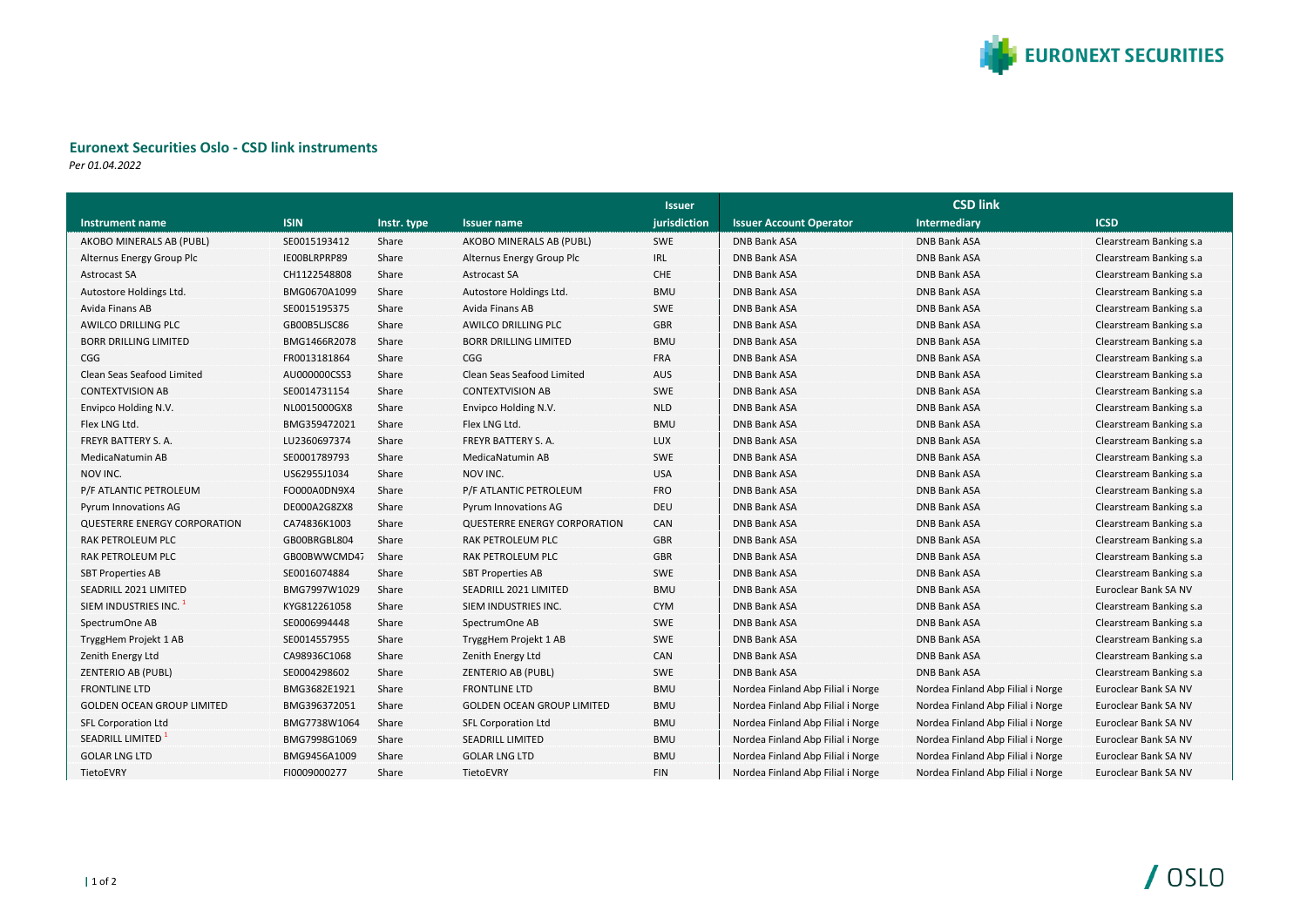## Euronext Securities Oslo - CSD link instruments

*Per 01.04.2022*

| Instrument name | ISIN | Instr. type | Issuer name | Issuer jurisdiction | CSD link | | |
|---|---|---|---|---|---|---|---|
| | | | | | Issuer Account Operator | Intermediary | ICSD |
| AKOBO MINERALS AB (PUBL) | SE0015193412 | Share | AKOBO MINERALS AB (PUBL) | SWE | DNB Bank ASA | DNB Bank ASA | Clearstream Banking s.a |
| Alternus Energy Group Plc | IE00BLRPRP89 | Share | Alternus Energy Group Plc | IRL | DNB Bank ASA | DNB Bank ASA | Clearstream Banking s.a |
| Astrocast SA | CH1122548808 | Share | Astrocast SA | CHE | DNB Bank ASA | DNB Bank ASA | Clearstream Banking s.a |
| Autostore Holdings Ltd. | BMG0670A1099 | Share | Autostore Holdings Ltd. | BMU | DNB Bank ASA | DNB Bank ASA | Clearstream Banking s.a |
| Avida Finans AB | SE0015195375 | Share | Avida Finans AB | SWE | DNB Bank ASA | DNB Bank ASA | Clearstream Banking s.a |
| AWILCO DRILLING PLC | GB00B5LJSC86 | Share | AWILCO DRILLING PLC | GBR | DNB Bank ASA | DNB Bank ASA | Clearstream Banking s.a |
| BORR DRILLING LIMITED | BMG1466R2078 | Share | BORR DRILLING LIMITED | BMU | DNB Bank ASA | DNB Bank ASA | Clearstream Banking s.a |
| CGG | FR0013181864 | Share | CGG | FRA | DNB Bank ASA | DNB Bank ASA | Clearstream Banking s.a |
| Clean Seas Seafood Limited | AU000000CSS3 | Share | Clean Seas Seafood Limited | AUS | DNB Bank ASA | DNB Bank ASA | Clearstream Banking s.a |
| CONTEXTVISION AB | SE0014731154 | Share | CONTEXTVISION AB | SWE | DNB Bank ASA | DNB Bank ASA | Clearstream Banking s.a |
| Envipco Holding N.V. | NL0015000GX8 | Share | Envipco Holding N.V. | NLD | DNB Bank ASA | DNB Bank ASA | Clearstream Banking s.a |
| Flex LNG Ltd. | BMG359472021 | Share | Flex LNG Ltd. | BMU | DNB Bank ASA | DNB Bank ASA | Clearstream Banking s.a |
| FREYR BATTERY S. A. | LU2360697374 | Share | FREYR BATTERY S. A. | LUX | DNB Bank ASA | DNB Bank ASA | Clearstream Banking s.a |
| MedicaNatumin AB | SE0001789793 | Share | MedicaNatumin AB | SWE | DNB Bank ASA | DNB Bank ASA | Clearstream Banking s.a |
| NOV INC. | US62955J1034 | Share | NOV INC. | USA | DNB Bank ASA | DNB Bank ASA | Clearstream Banking s.a |
| P/F ATLANTIC PETROLEUM | FO000A0DN9X4 | Share | P/F ATLANTIC PETROLEUM | FRO | DNB Bank ASA | DNB Bank ASA | Clearstream Banking s.a |
| Pyrum Innovations AG | DE000A2G8ZX8 | Share | Pyrum Innovations AG | DEU | DNB Bank ASA | DNB Bank ASA | Clearstream Banking s.a |
| QUESTERRE ENERGY CORPORATION | CA74836K1003 | Share | QUESTERRE ENERGY CORPORATION | CAN | DNB Bank ASA | DNB Bank ASA | Clearstream Banking s.a |
| RAK PETROLEUM PLC | GB00BRGBL804 | Share | RAK PETROLEUM PLC | GBR | DNB Bank ASA | DNB Bank ASA | Clearstream Banking s.a |
| RAK PETROLEUM PLC | GB00BWWCMD47 | Share | RAK PETROLEUM PLC | GBR | DNB Bank ASA | DNB Bank ASA | Clearstream Banking s.a |
| SBT Properties AB | SE0016074884 | Share | SBT Properties AB | SWE | DNB Bank ASA | DNB Bank ASA | Clearstream Banking s.a |
| SEADRILL 2021 LIMITED | BMG7997W1029 | Share | SEADRILL 2021 LIMITED | BMU | DNB Bank ASA | DNB Bank ASA | Euroclear Bank SA NV |
| SIEM INDUSTRIES INC. [1] | KYG812261058 | Share | SIEM INDUSTRIES INC. | CYM | DNB Bank ASA | DNB Bank ASA | Clearstream Banking s.a |
| SpectrumOne AB | SE0006994448 | Share | SpectrumOne AB | SWE | DNB Bank ASA | DNB Bank ASA | Clearstream Banking s.a |
| TryggHem Projekt 1 AB | SE0014557955 | Share | TryggHem Projekt 1 AB | SWE | DNB Bank ASA | DNB Bank ASA | Clearstream Banking s.a |
| Zenith Energy Ltd | CA98936C1068 | Share | Zenith Energy Ltd | CAN | DNB Bank ASA | DNB Bank ASA | Clearstream Banking s.a |
| ZENTERIO AB (PUBL) | SE0004298602 | Share | ZENTERIO AB (PUBL) | SWE | DNB Bank ASA | DNB Bank ASA | Clearstream Banking s.a |
| FRONTLINE LTD | BMG3682E1921 | Share | FRONTLINE LTD | BMU | Nordea Finland Abp Filial i Norge | Nordea Finland Abp Filial i Norge | Euroclear Bank SA NV |
| GOLDEN OCEAN GROUP LIMITED | BMG396372051 | Share | GOLDEN OCEAN GROUP LIMITED | BMU | Nordea Finland Abp Filial i Norge | Nordea Finland Abp Filial i Norge | Euroclear Bank SA NV |
| SFL Corporation Ltd | BMG7738W1064 | Share | SFL Corporation Ltd | BMU | Nordea Finland Abp Filial i Norge | Nordea Finland Abp Filial i Norge | Euroclear Bank SA NV |
| SEADRILL LIMITED [1] | BMG7998G1069 | Share | SEADRILL LIMITED | BMU | Nordea Finland Abp Filial i Norge | Nordea Finland Abp Filial i Norge | Euroclear Bank SA NV |
| GOLAR LNG LTD | BMG9456A1009 | Share | GOLAR LNG LTD | BMU | Nordea Finland Abp Filial i Norge | Nordea Finland Abp Filial i Norge | Euroclear Bank SA NV |
| TietoEVRY | FI0009000277 | Share | TietoEVRY | FIN | Nordea Finland Abp Filial i Norge | Nordea Finland Abp Filial i Norge | Euroclear Bank SA NV |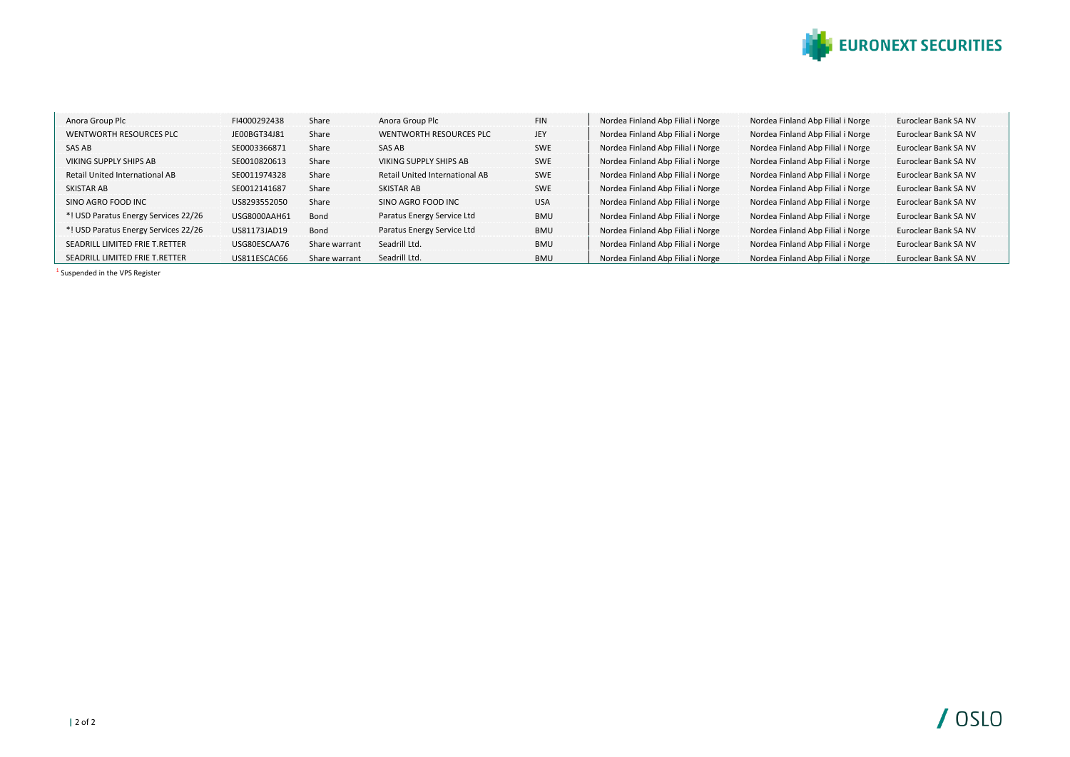| | | | | | | | |
|---|---|---|---|---|---|---|---|
| Anora Group Plc | FI4000292438 | Share | Anora Group Plc | FIN | Nordea Finland Abp Filial i Norge | Nordea Finland Abp Filial i Norge | Euroclear Bank SA NV |
| WENTWORTH RESOURCES PLC | JE00BGT34J81 | Share | WENTWORTH RESOURCES PLC | JEY | Nordea Finland Abp Filial i Norge | Nordea Finland Abp Filial i Norge | Euroclear Bank SA NV |
| SAS AB | SE0003366871 | Share | SAS AB | SWE | Nordea Finland Abp Filial i Norge | Nordea Finland Abp Filial i Norge | Euroclear Bank SA NV |
| VIKING SUPPLY SHIPS AB | SE0010820613 | Share | VIKING SUPPLY SHIPS AB | SWE | Nordea Finland Abp Filial i Norge | Nordea Finland Abp Filial i Norge | Euroclear Bank SA NV |
| Retail United International AB | SE0011974328 | Share | Retail United International AB | SWE | Nordea Finland Abp Filial i Norge | Nordea Finland Abp Filial i Norge | Euroclear Bank SA NV |
| SKISTAR AB | SE0012141687 | Share | SKISTAR AB | SWE | Nordea Finland Abp Filial i Norge | Nordea Finland Abp Filial i Norge | Euroclear Bank SA NV |
| SINO AGRO FOOD INC | US8293552050 | Share | SINO AGRO FOOD INC | USA | Nordea Finland Abp Filial i Norge | Nordea Finland Abp Filial i Norge | Euroclear Bank SA NV |
| *! USD Paratus Energy Services 22/26 | USG8000AAH61 | Bond | Paratus Energy Service Ltd | BMU | Nordea Finland Abp Filial i Norge | Nordea Finland Abp Filial i Norge | Euroclear Bank SA NV |
| *! USD Paratus Energy Services 22/26 | US81173JAD19 | Bond | Paratus Energy Service Ltd | BMU | Nordea Finland Abp Filial i Norge | Nordea Finland Abp Filial i Norge | Euroclear Bank SA NV |
| SEADRILL LIMITED FRIE T.RETTER | USG80ESCAA76 | Share warrant | Seadrill Ltd. | BMU | Nordea Finland Abp Filial i Norge | Nordea Finland Abp Filial i Norge | Euroclear Bank SA NV |
| SEADRILL LIMITED FRIE T.RETTER | US811ESCAC66 | Share warrant | Seadrill Ltd. | BMU | Nordea Finland Abp Filial i Norge | Nordea Finland Abp Filial i Norge | Euroclear Bank SA NV |

[1] Suspended in the VPS Register